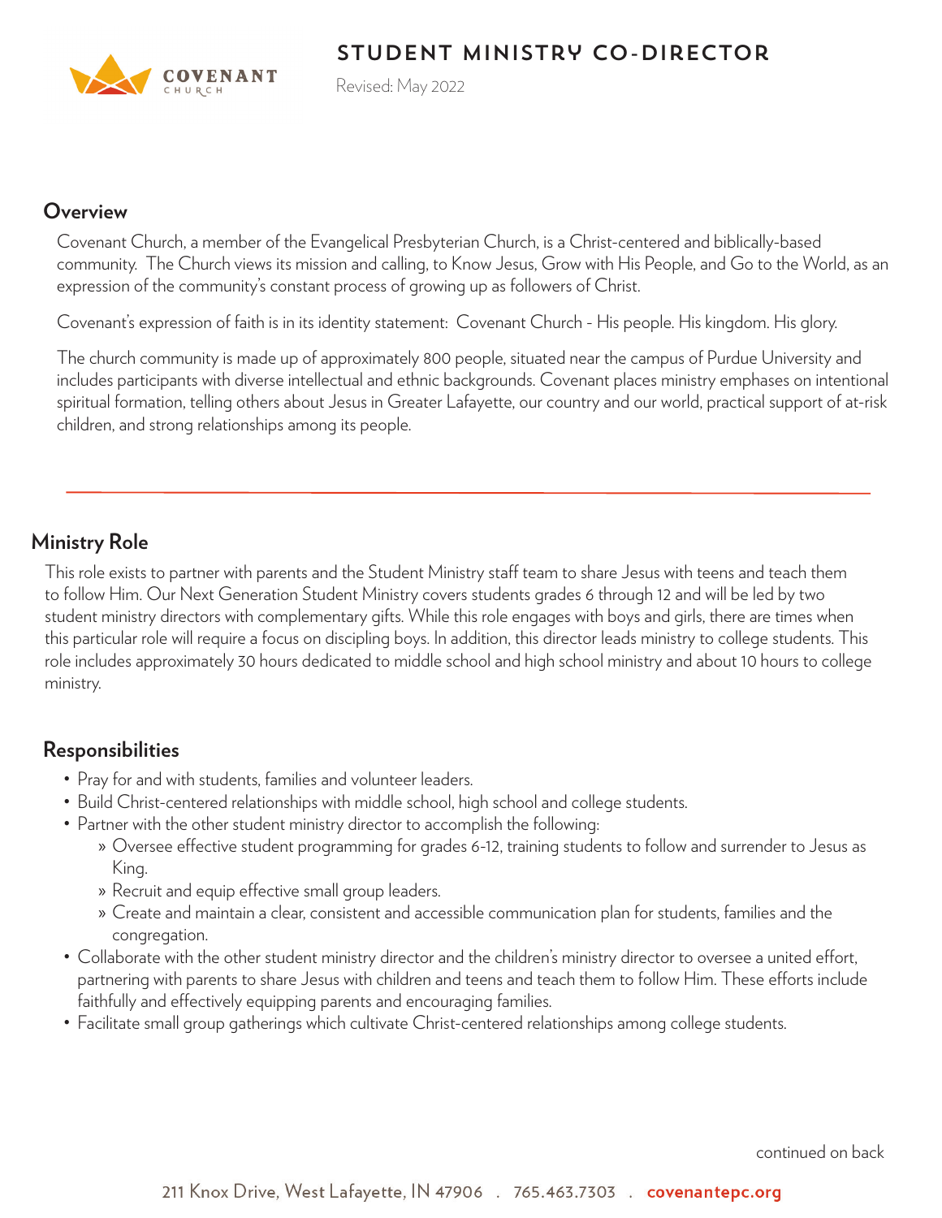# STUDENT MINISTRY CO-DIRECTOR

Revised: May 2022

## Overview

Covenant Church, a member of the Evangelical Presbyterian Church, is a Christ-centered and biblically-based community. The Church views its mission and calling, to Know Jesus, Grow with His People, and Go to the World, as an expression of the community's constant process of growing up as followers of Christ.

Covenant's expression of faith is in its identity statement: Covenant Church - His people. His kingdom. His glory.

The church community is made up of approximately 800 people, situated near the campus of Purdue University and includes participants with diverse intellectual and ethnic backgrounds. Covenant places ministry emphases on intentional spiritual formation, telling others about Jesus in Greater Lafayette, our country and our world, practical support of at-risk children, and strong relationships among its people.

---

## Ministry Role

This role exists to partner with parents and the Student Ministry staff team to share Jesus with teens and teach them to follow Him. Our Next Generation Student Ministry covers students grades 6 through 12 and will be led by two student ministry directors with complementary gifts. While this role engages with boys and girls, there are times when this particular role will require a focus on discipling boys. In addition, this director leads ministry to college students. This role includes approximately 30 hours dedicated to middle school and high school ministry and about 10 hours to college ministry.

## Responsibilities

- Pray for and with students, families and volunteer leaders.
- Build Christ-centered relationships with middle school, high school and college students.
- Partner with the other student ministry director to accomplish the following:
  - Oversee effective student programming for grades 6-12, training students to follow and surrender to Jesus as King.
  - Recruit and equip effective small group leaders.
  - Create and maintain a clear, consistent and accessible communication plan for students, families and the congregation.
- Collaborate with the other student ministry director and the children's ministry director to oversee a united effort, partnering with parents to share Jesus with children and teens and teach them to follow Him. These efforts include faithfully and effectively equipping parents and encouraging families.
- Facilitate small group gatherings which cultivate Christ-centered relationships among college students.

continued on back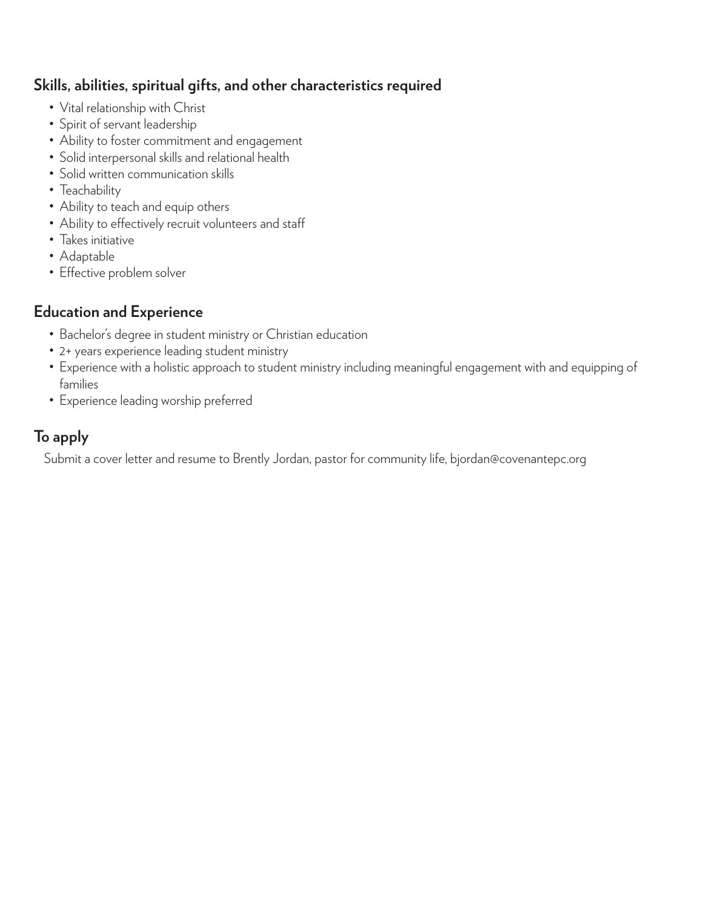## Skills, abilities, spiritual gifts, and other characteristics required

- Vital relationship with Christ
- Spirit of servant leadership
- Ability to foster commitment and engagement
- Solid interpersonal skills and relational health
- Solid written communication skills
- Teachability
- Ability to teach and equip others
- Ability to effectively recruit volunteers and staff
- Takes initiative
- Adaptable
- Effective problem solver

## Education and Experience

- Bachelor's degree in student ministry or Christian education
- 2+ years experience leading student ministry
- Experience with a holistic approach to student ministry including meaningful engagement with and equipping of families
- Experience leading worship preferred

## To apply

Submit a cover letter and resume to Brently Jordan, pastor for community life, bjordan@covenantepc.org